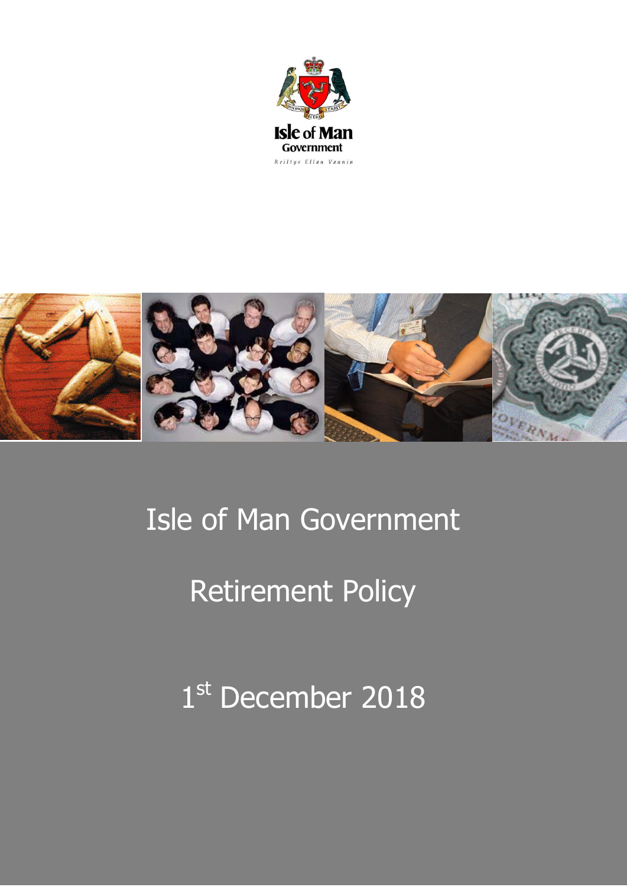Isle of Man Government

Reiltys Ellan Vannin

# Isle of Man Government

# Retirement Policy

1st December 2018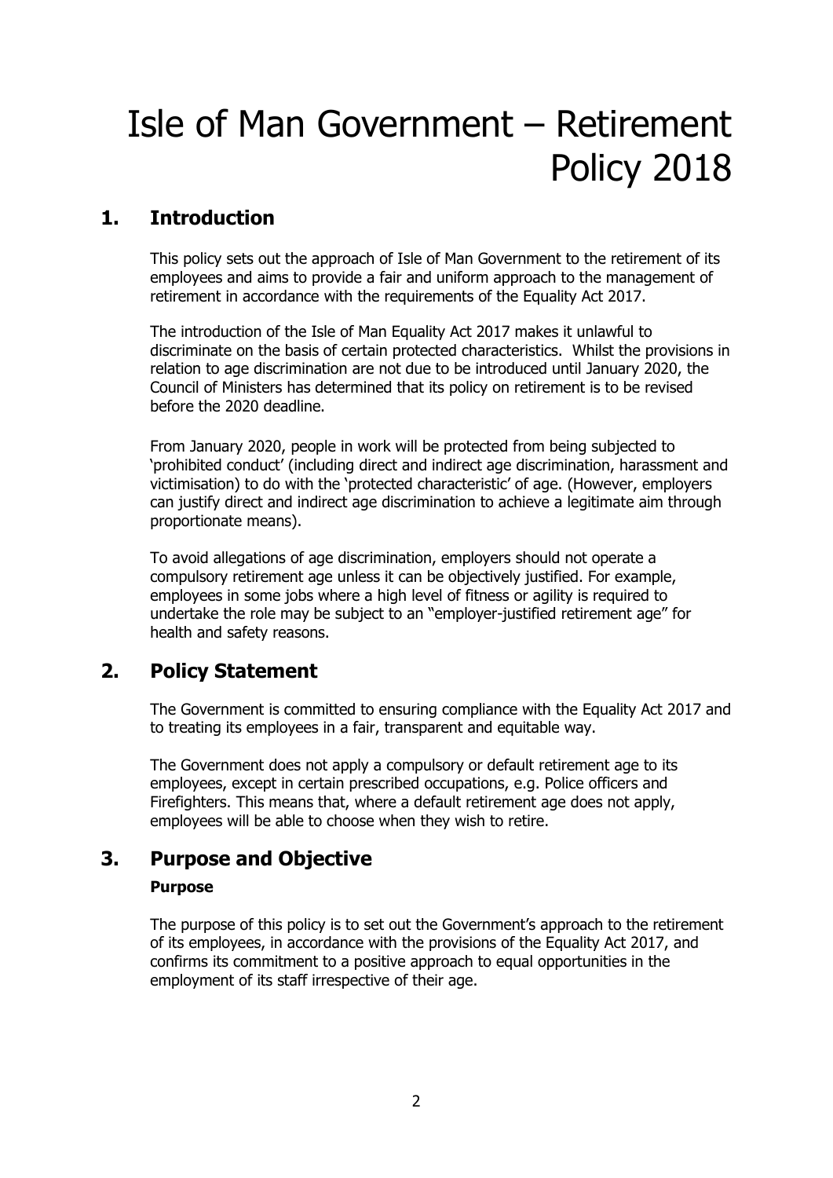# Isle of Man Government – Retirement Policy 2018

## 1. Introduction

This policy sets out the approach of Isle of Man Government to the retirement of its employees and aims to provide a fair and uniform approach to the management of retirement in accordance with the requirements of the Equality Act 2017.

The introduction of the Isle of Man Equality Act 2017 makes it unlawful to discriminate on the basis of certain protected characteristics. Whilst the provisions in relation to age discrimination are not due to be introduced until January 2020, the Council of Ministers has determined that its policy on retirement is to be revised before the 2020 deadline.

From January 2020, people in work will be protected from being subjected to 'prohibited conduct' (including direct and indirect age discrimination, harassment and victimisation) to do with the 'protected characteristic' of age. (However, employers can justify direct and indirect age discrimination to achieve a legitimate aim through proportionate means).

To avoid allegations of age discrimination, employers should not operate a compulsory retirement age unless it can be objectively justified. For example, employees in some jobs where a high level of fitness or agility is required to undertake the role may be subject to an "employer-justified retirement age" for health and safety reasons.

## 2. Policy Statement

The Government is committed to ensuring compliance with the Equality Act 2017 and to treating its employees in a fair, transparent and equitable way.

The Government does not apply a compulsory or default retirement age to its employees, except in certain prescribed occupations, e.g. Police officers and Firefighters. This means that, where a default retirement age does not apply, employees will be able to choose when they wish to retire.

## 3. Purpose and Objective

**Purpose**

The purpose of this policy is to set out the Government's approach to the retirement of its employees, in accordance with the provisions of the Equality Act 2017, and confirms its commitment to a positive approach to equal opportunities in the employment of its staff irrespective of their age.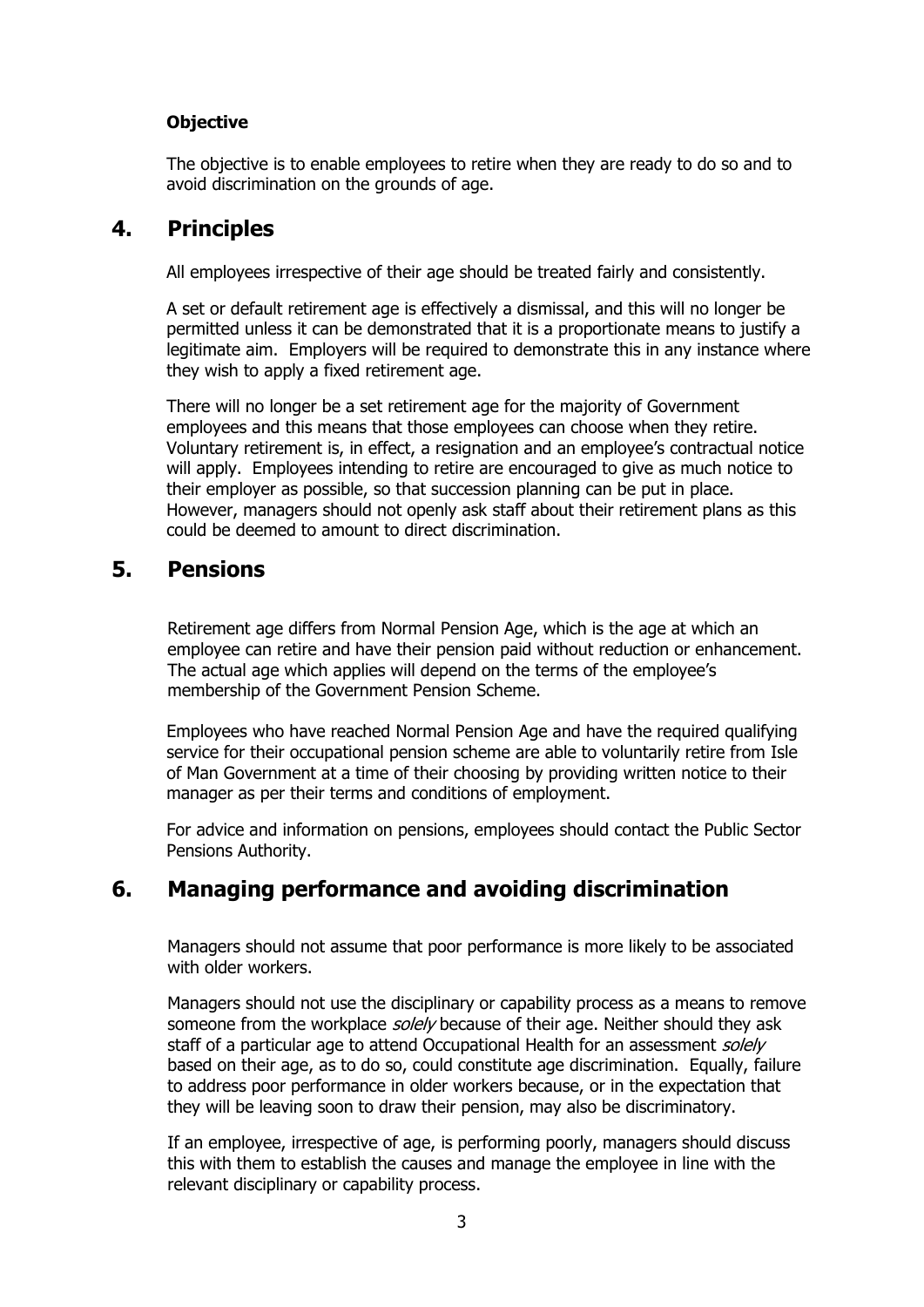**Objective**

The objective is to enable employees to retire when they are ready to do so and to avoid discrimination on the grounds of age.

## 4. Principles

All employees irrespective of their age should be treated fairly and consistently.

A set or default retirement age is effectively a dismissal, and this will no longer be permitted unless it can be demonstrated that it is a proportionate means to justify a legitimate aim. Employers will be required to demonstrate this in any instance where they wish to apply a fixed retirement age.

There will no longer be a set retirement age for the majority of Government employees and this means that those employees can choose when they retire. Voluntary retirement is, in effect, a resignation and an employee's contractual notice will apply. Employees intending to retire are encouraged to give as much notice to their employer as possible, so that succession planning can be put in place. However, managers should not openly ask staff about their retirement plans as this could be deemed to amount to direct discrimination.

## 5. Pensions

Retirement age differs from Normal Pension Age, which is the age at which an employee can retire and have their pension paid without reduction or enhancement. The actual age which applies will depend on the terms of the employee's membership of the Government Pension Scheme.

Employees who have reached Normal Pension Age and have the required qualifying service for their occupational pension scheme are able to voluntarily retire from Isle of Man Government at a time of their choosing by providing written notice to their manager as per their terms and conditions of employment.

For advice and information on pensions, employees should contact the Public Sector Pensions Authority.

## 6. Managing performance and avoiding discrimination

Managers should not assume that poor performance is more likely to be associated with older workers.

Managers should not use the disciplinary or capability process as a means to remove someone from the workplace *solely* because of their age. Neither should they ask staff of a particular age to attend Occupational Health for an assessment *solely* based on their age, as to do so, could constitute age discrimination. Equally, failure to address poor performance in older workers because, or in the expectation that they will be leaving soon to draw their pension, may also be discriminatory.

If an employee, irrespective of age, is performing poorly, managers should discuss this with them to establish the causes and manage the employee in line with the relevant disciplinary or capability process.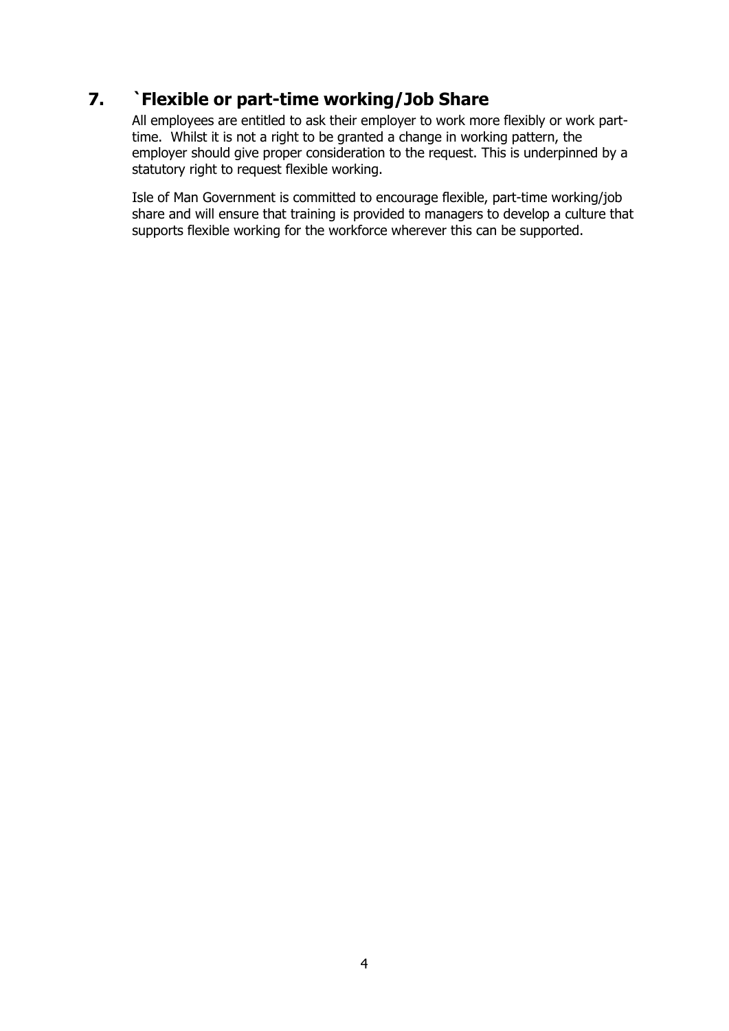## 7. `Flexible or part-time working/Job Share

All employees are entitled to ask their employer to work more flexibly or work part-time. Whilst it is not a right to be granted a change in working pattern, the employer should give proper consideration to the request. This is underpinned by a statutory right to request flexible working.

Isle of Man Government is committed to encourage flexible, part-time working/job share and will ensure that training is provided to managers to develop a culture that supports flexible working for the workforce wherever this can be supported.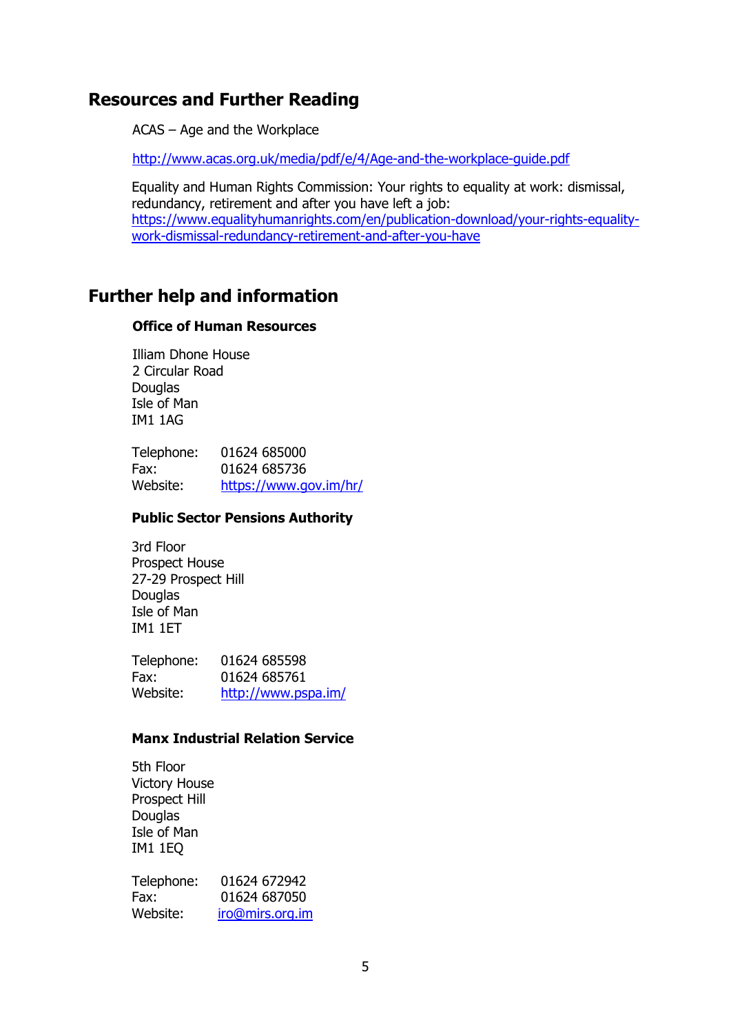## Resources and Further Reading

ACAS – Age and the Workplace

http://www.acas.org.uk/media/pdf/e/4/Age-and-the-workplace-guide.pdf

Equality and Human Rights Commission: Your rights to equality at work: dismissal, redundancy, retirement and after you have left a job: https://www.equalityhumanrights.com/en/publication-download/your-rights-equality-work-dismissal-redundancy-retirement-and-after-you-have

## Further help and information

### Office of Human Resources

Illiam Dhone House
2 Circular Road
Douglas
Isle of Man
IM1 1AG

Telephone: 01624 685000
Fax: 01624 685736
Website: https://www.gov.im/hr/

### Public Sector Pensions Authority

3rd Floor
Prospect House
27-29 Prospect Hill
Douglas
Isle of Man
IM1 1ET

Telephone: 01624 685598
Fax: 01624 685761
Website: http://www.pspa.im/

### Manx Industrial Relation Service

5th Floor
Victory House
Prospect Hill
Douglas
Isle of Man
IM1 1EQ

Telephone: 01624 672942
Fax: 01624 687050
Website: iro@mirs.org.im